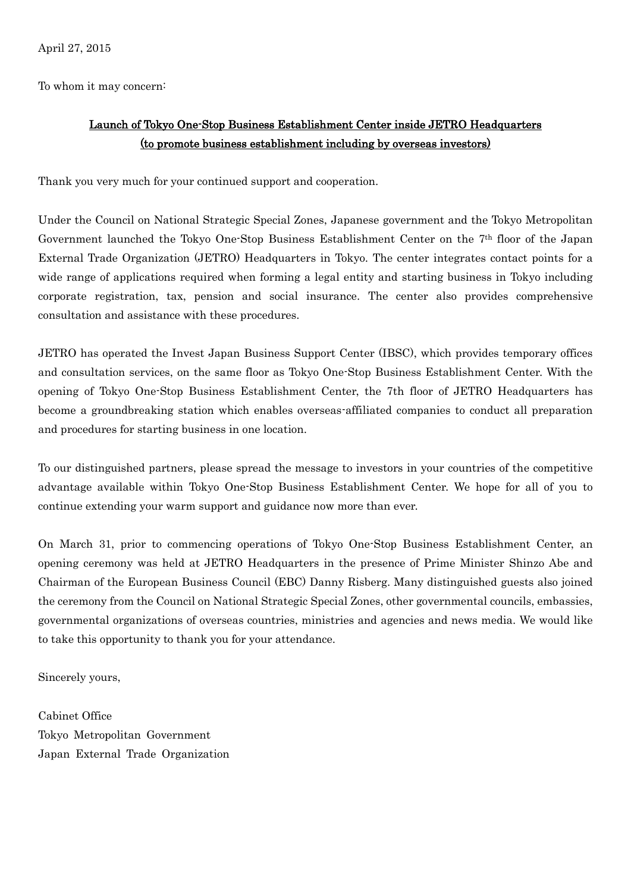April 27, 2015

To whom it may concern:

## Launch of Tokyo One-Stop Business Establishment Center inside JETRO Headquarters (to promote business establishment including by overseas investors)

Thank you very much for your continued support and cooperation.

Under the Council on National Strategic Special Zones, Japanese government and the Tokyo Metropolitan Government launched the Tokyo One-Stop Business Establishment Center on the 7th floor of the Japan External Trade Organization (JETRO) Headquarters in Tokyo. The center integrates contact points for a wide range of applications required when forming a legal entity and starting business in Tokyo including corporate registration, tax, pension and social insurance. The center also provides comprehensive consultation and assistance with these procedures.

JETRO has operated the Invest Japan Business Support Center (IBSC), which provides temporary offices and consultation services, on the same floor as Tokyo One-Stop Business Establishment Center. With the opening of Tokyo One-Stop Business Establishment Center, the 7th floor of JETRO Headquarters has become a groundbreaking station which enables overseas-affiliated companies to conduct all preparation and procedures for starting business in one location.

To our distinguished partners, please spread the message to investors in your countries of the competitive advantage available within Tokyo One-Stop Business Establishment Center. We hope for all of you to continue extending your warm support and guidance now more than ever.

On March 31, prior to commencing operations of Tokyo One-Stop Business Establishment Center, an opening ceremony was held at JETRO Headquarters in the presence of Prime Minister Shinzo Abe and Chairman of the European Business Council (EBC) Danny Risberg. Many distinguished guests also joined the ceremony from the Council on National Strategic Special Zones, other governmental councils, embassies, governmental organizations of overseas countries, ministries and agencies and news media. We would like to take this opportunity to thank you for your attendance.

Sincerely yours,

Cabinet Office  
Tokyo Metropolitan Government  
Japan External Trade Organization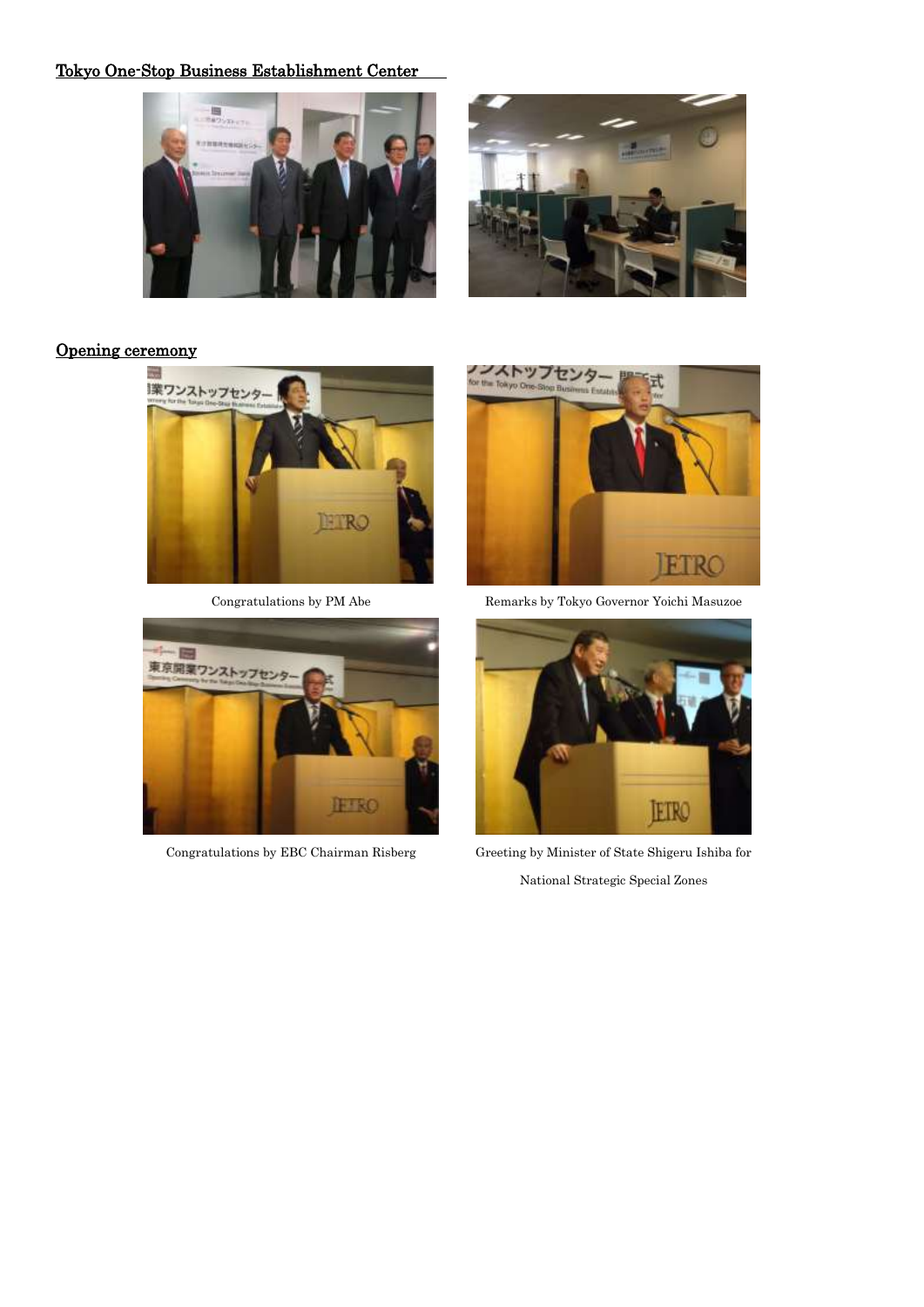## Tokyo One-Stop Business Establishment Center

## Opening ceremony

Congratulations by PM Abe

Remarks by Tokyo Governor Yoichi Masuzoe

Congratulations by EBC Chairman Risberg

Greeting by Minister of State Shigeru Ishiba for National Strategic Special Zones